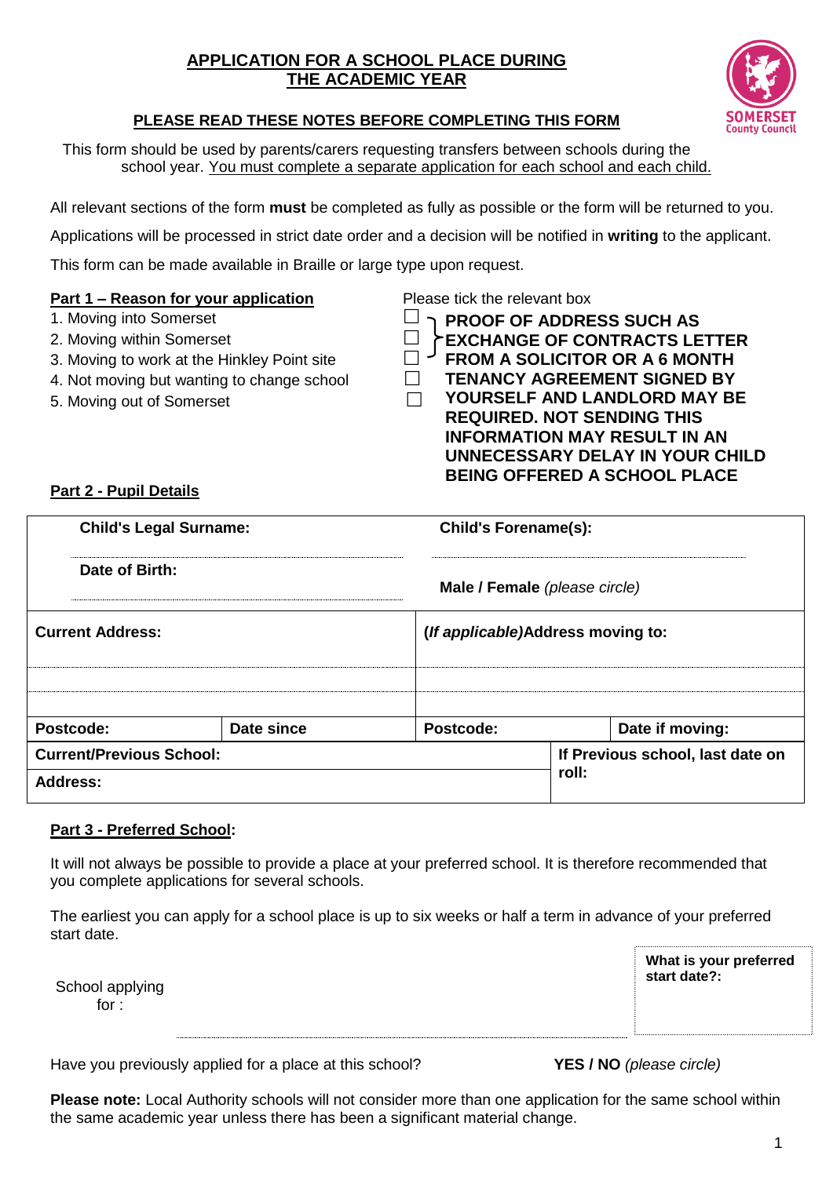# APPLICATION FOR A SCHOOL PLACE DURING THE ACADEMIC YEAR

SOMERSET County Council

## PLEASE READ THESE NOTES BEFORE COMPLETING THIS FORM

This form should be used by parents/carers requesting transfers between schools during the school year. You must complete a separate application for each school and each child.

All relevant sections of the form **must** be completed as fully as possible or the form will be returned to you.

Applications will be processed in strict date order and a decision will be notified in **writing** to the applicant.

This form can be made available in Braille or large type upon request.

### Part 1 – Reason for your application

Please tick the relevant box

1. Moving into Somerset ☐
2. Moving within Somerset ☐
3. Moving to work at the Hinkley Point site ☐
4. Not moving but wanting to change school ☐
5. Moving out of Somerset ☐

**PROOF OF ADDRESS SUCH AS EXCHANGE OF CONTRACTS LETTER FROM A SOLICITOR OR A 6 MONTH TENANCY AGREEMENT SIGNED BY YOURSELF AND LANDLORD MAY BE REQUIRED. NOT SENDING THIS INFORMATION MAY RESULT IN AN UNNECESSARY DELAY IN YOUR CHILD BEING OFFERED A SCHOOL PLACE**

### Part 2 - Pupil Details

| **Child's Legal Surname:** | | **Child's Forename(s):** | |
|---|---|---|---|
| **Date of Birth:** | | **Male / Female** *(please circle)* | |
| **Current Address:** | | ***(If applicable)* Address moving to:** | |
| | | | |
| | | | |
| **Postcode:** | **Date since** | **Postcode:** | **Date if moving:** |
| **Current/Previous School:** | | | **If Previous school, last date on roll:** |
| **Address:** | | | |

### Part 3 - Preferred School:

It will not always be possible to provide a place at your preferred school. It is therefore recommended that you complete applications for several schools.

The earliest you can apply for a school place is up to six weeks or half a term in advance of your preferred start date.

School applying for : ..................................................

**What is your preferred start date?:**

Have you previously applied for a place at this school? **YES / NO** *(please circle)*

**Please note:** Local Authority schools will not consider more than one application for the same school within the same academic year unless there has been a significant material change.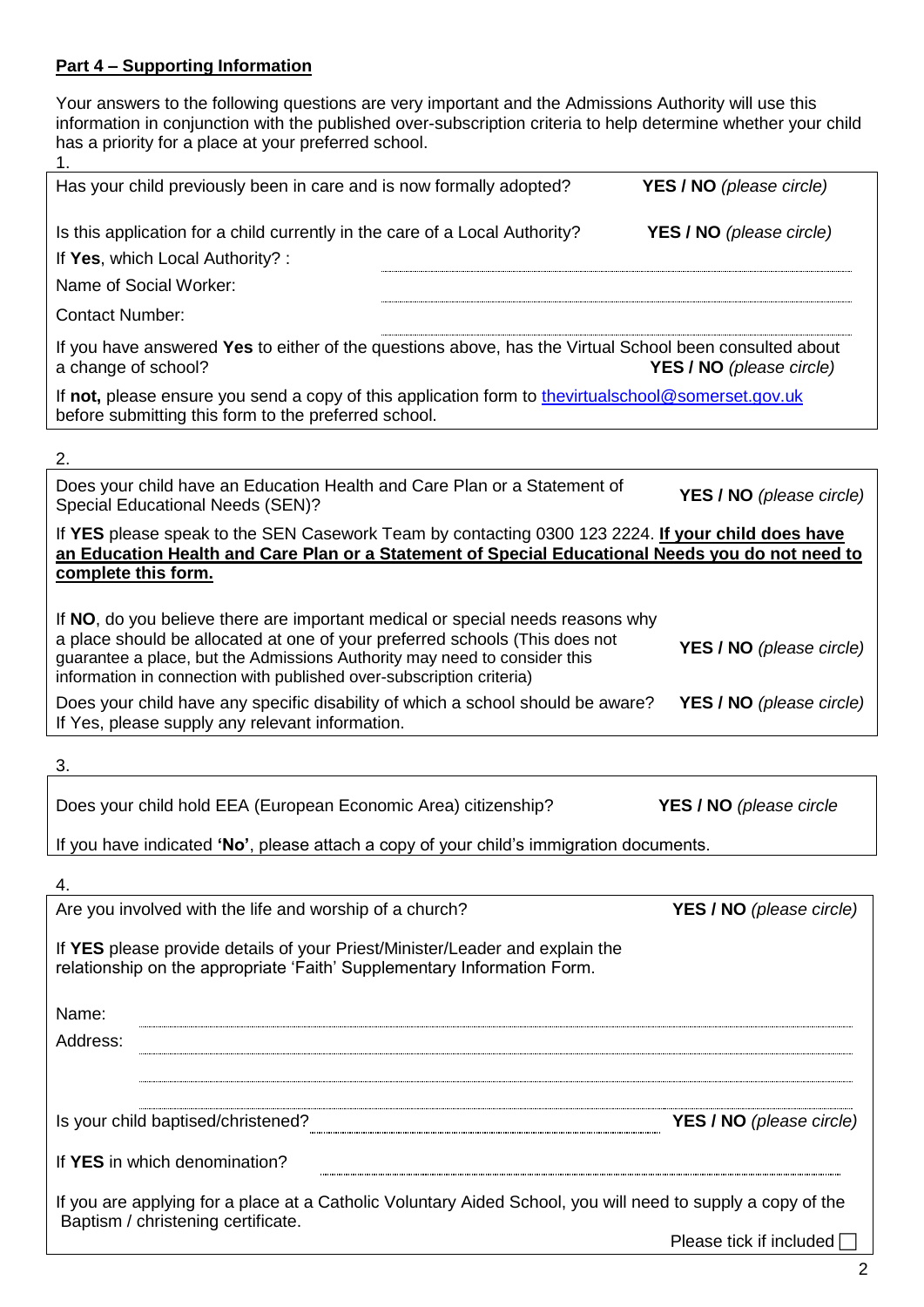## **Part 4 – Supporting Information**

Your answers to the following questions are very important and the Admissions Authority will use this information in conjunction with the published over-subscription criteria to help determine whether your child has a priority for a place at your preferred school.

1.

Has your child previously been in care and is now formally adopted? **YES / NO** *(please circle)*

Is this application for a child currently in the care of a Local Authority? **YES / NO** *(please circle)*

If **Yes**, which Local Authority? : ..........................................

Name of Social Worker: ..........................................

Contact Number: ..........................................

If you have answered **Yes** to either of the questions above, has the Virtual School been consulted about a change of school? **YES / NO** *(please circle)*

If **not,** please ensure you send a copy of this application form to thevirtualschool@somerset.gov.uk before submitting this form to the preferred school.

2.

Does your child have an Education Health and Care Plan or a Statement of Special Educational Needs (SEN)? **YES / NO** *(please circle)*

If **YES** please speak to the SEN Casework Team by contacting 0300 123 2224. **<u>If your child does have an Education Health and Care Plan or a Statement of Special Educational Needs you do not need to complete this form.</u>**

If **NO**, do you believe there are important medical or special needs reasons why a place should be allocated at one of your preferred schools (This does not guarantee a place, but the Admissions Authority may need to consider this information in connection with published over-subscription criteria) **YES / NO** *(please circle)*

Does your child have any specific disability of which a school should be aware? **YES / NO** *(please circle)*
If Yes, please supply any relevant information.

3.

Does your child hold EEA (European Economic Area) citizenship? **YES / NO** *(please circle*

If you have indicated **'No'**, please attach a copy of your child's immigration documents.

4.

Are you involved with the life and worship of a church? **YES / NO** *(please circle)*

If **YES** please provide details of your Priest/Minister/Leader and explain the relationship on the appropriate 'Faith' Supplementary Information Form.

Name: ..........................................

Address: ..........................................

..........................................

Is your child baptised/christened? .......................................... **YES / NO** *(please circle)*

If **YES** in which denomination? ..........................................

If you are applying for a place at a Catholic Voluntary Aided School, you will need to supply a copy of the Baptism / christening certificate.

Please tick if included ☐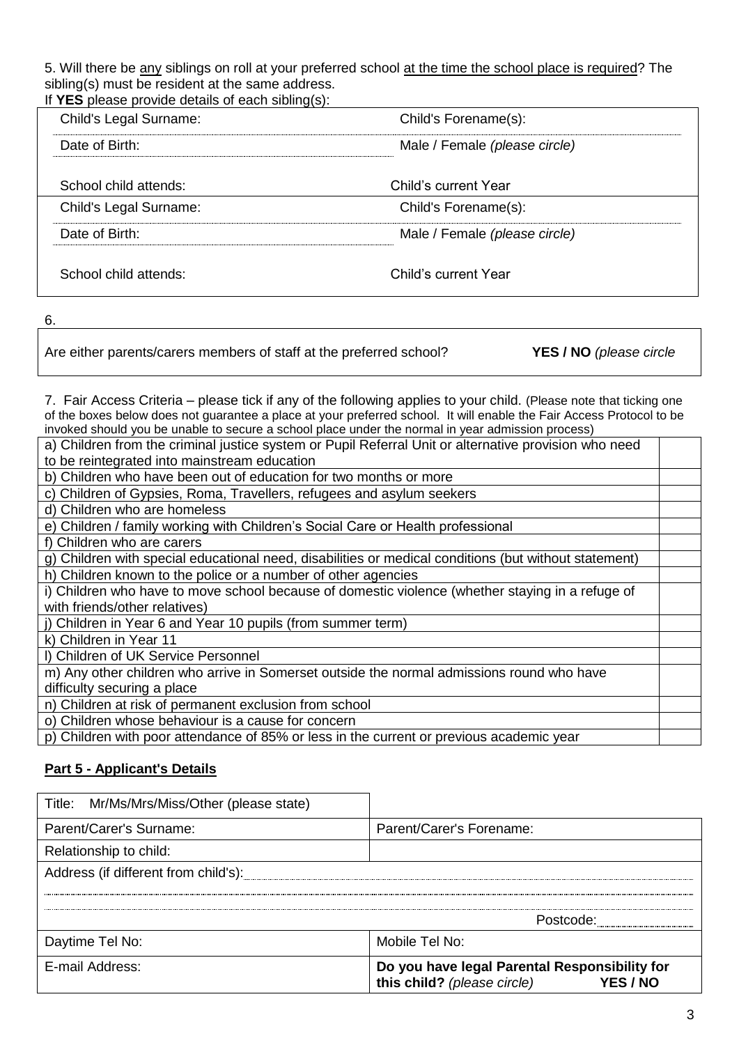5. Will there be <u>any</u> siblings on roll at your preferred school <u>at the time the school place is required</u>? The sibling(s) must be resident at the same address.

If **YES** please provide details of each sibling(s):

| | |
|---|---|
| Child's Legal Surname: | Child's Forename(s): |
| Date of Birth: | Male / Female *(please circle)* |
| School child attends: | Child's current Year |
| Child's Legal Surname: | Child's Forename(s): |
| Date of Birth: | Male / Female *(please circle)* |
| School child attends: | Child's current Year |

6.

| | |
|---|---|
| Are either parents/carers members of staff at the preferred school? | **YES / NO** *(please circle* |

7. Fair Access Criteria – please tick if any of the following applies to your child. (Please note that ticking one of the boxes below does not guarantee a place at your preferred school. It will enable the Fair Access Protocol to be invoked should you be unable to secure a school place under the normal in year admission process)

| | |
|---|---|
| a) Children from the criminal justice system or Pupil Referral Unit or alternative provision who need to be reintegrated into mainstream education | |
| b) Children who have been out of education for two months or more | |
| c) Children of Gypsies, Roma, Travellers, refugees and asylum seekers | |
| d) Children who are homeless | |
| e) Children / family working with Children's Social Care or Health professional | |
| f) Children who are carers | |
| g) Children with special educational need, disabilities or medical conditions (but without statement) | |
| h) Children known to the police or a number of other agencies | |
| i) Children who have to move school because of domestic violence (whether staying in a refuge of with friends/other relatives) | |
| j) Children in Year 6 and Year 10 pupils (from summer term) | |
| k) Children in Year 11 | |
| l) Children of UK Service Personnel | |
| m) Any other children who arrive in Somerset outside the normal admissions round who have difficulty securing a place | |
| n) Children at risk of permanent exclusion from school | |
| o) Children whose behaviour is a cause for concern | |
| p) Children with poor attendance of 85% or less in the current or previous academic year | |

## Part 5 - Applicant's Details

| | |
|---|---|
| Title: Mr/Ms/Mrs/Miss/Other (please state) | |
| Parent/Carer's Surname: | Parent/Carer's Forename: |
| Relationship to child: | |
| Address (if different from child's): | |
| | Postcode: |
| Daytime Tel No: | Mobile Tel No: |
| E-mail Address: | **Do you have legal Parental Responsibility for this child?** *(please circle)* **YES / NO** |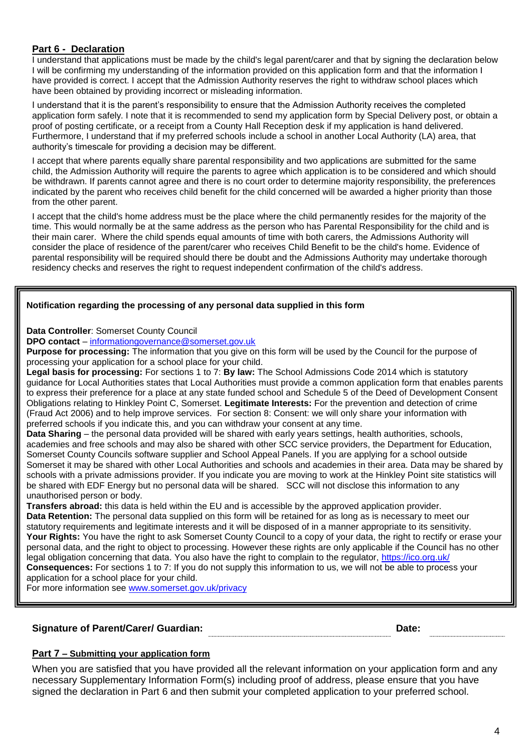## Part 6 - Declaration

I understand that applications must be made by the child's legal parent/carer and that by signing the declaration below I will be confirming my understanding of the information provided on this application form and that the information I have provided is correct. I accept that the Admission Authority reserves the right to withdraw school places which have been obtained by providing incorrect or misleading information.

I understand that it is the parent's responsibility to ensure that the Admission Authority receives the completed application form safely. I note that it is recommended to send my application form by Special Delivery post, or obtain a proof of posting certificate, or a receipt from a County Hall Reception desk if my application is hand delivered. Furthermore, I understand that if my preferred schools include a school in another Local Authority (LA) area, that authority's timescale for providing a decision may be different.

I accept that where parents equally share parental responsibility and two applications are submitted for the same child, the Admission Authority will require the parents to agree which application is to be considered and which should be withdrawn. If parents cannot agree and there is no court order to determine majority responsibility, the preferences indicated by the parent who receives child benefit for the child concerned will be awarded a higher priority than those from the other parent.

I accept that the child's home address must be the place where the child permanently resides for the majority of the time. This would normally be at the same address as the person who has Parental Responsibility for the child and is their main carer. Where the child spends equal amounts of time with both carers, the Admissions Authority will consider the place of residence of the parent/carer who receives Child Benefit to be the child's home. Evidence of parental responsibility will be required should there be doubt and the Admissions Authority may undertake thorough residency checks and reserves the right to request independent confirmation of the child's address.

**Notification regarding the processing of any personal data supplied in this form**

**Data Controller**: Somerset County Council
**DPO contact** – informationgovernance@somerset.gov.uk
**Purpose for processing:** The information that you give on this form will be used by the Council for the purpose of processing your application for a school place for your child.
**Legal basis for processing:** For sections 1 to 7: **By law:** The School Admissions Code 2014 which is statutory guidance for Local Authorities states that Local Authorities must provide a common application form that enables parents to express their preference for a place at any state funded school and Schedule 5 of the Deed of Development Consent Obligations relating to Hinkley Point C, Somerset. **Legitimate Interests:** For the prevention and detection of crime (Fraud Act 2006) and to help improve services. For section 8: Consent: we will only share your information with preferred schools if you indicate this, and you can withdraw your consent at any time.
**Data Sharing** – the personal data provided will be shared with early years settings, health authorities, schools, academies and free schools and may also be shared with other SCC service providers, the Department for Education, Somerset County Councils software supplier and School Appeal Panels. If you are applying for a school outside Somerset it may be shared with other Local Authorities and schools and academies in their area. Data may be shared by schools with a private admissions provider. If you indicate you are moving to work at the Hinkley Point site statistics will be shared with EDF Energy but no personal data will be shared. SCC will not disclose this information to any unauthorised person or body.
**Transfers abroad:** this data is held within the EU and is accessible by the approved application provider.
**Data Retention:** The personal data supplied on this form will be retained for as long as is necessary to meet our statutory requirements and legitimate interests and it will be disposed of in a manner appropriate to its sensitivity.
**Your Rights:** You have the right to ask Somerset County Council to a copy of your data, the right to rectify or erase your personal data, and the right to object to processing. However these rights are only applicable if the Council has no other legal obligation concerning that data. You also have the right to complain to the regulator, https://ico.org.uk/
**Consequences:** For sections 1 to 7: If you do not supply this information to us, we will not be able to process your application for a school place for your child.
For more information see www.somerset.gov.uk/privacy

**Signature of Parent/Carer/ Guardian:** ______________________ **Date:** __________

## Part 7 – Submitting your application form

When you are satisfied that you have provided all the relevant information on your application form and any necessary Supplementary Information Form(s) including proof of address, please ensure that you have signed the declaration in Part 6 and then submit your completed application to your preferred school.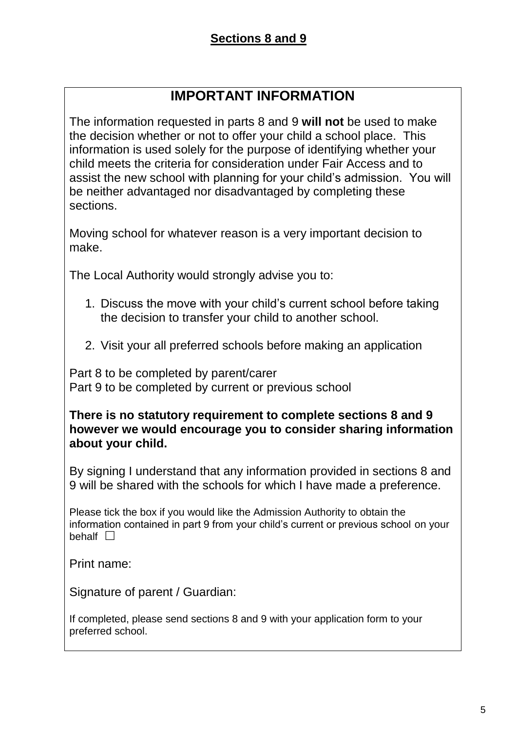## **Sections 8 and 9**

# IMPORTANT INFORMATION

The information requested in parts 8 and 9 **will not** be used to make the decision whether or not to offer your child a school place. This information is used solely for the purpose of identifying whether your child meets the criteria for consideration under Fair Access and to assist the new school with planning for your child's admission. You will be neither advantaged nor disadvantaged by completing these sections.

Moving school for whatever reason is a very important decision to make.

The Local Authority would strongly advise you to:

1. Discuss the move with your child's current school before taking the decision to transfer your child to another school.
2. Visit your all preferred schools before making an application

Part 8 to be completed by parent/carer
Part 9 to be completed by current or previous school

**There is no statutory requirement to complete sections 8 and 9 however we would encourage you to consider sharing information about your child.**

By signing I understand that any information provided in sections 8 and 9 will be shared with the schools for which I have made a preference.

Please tick the box if you would like the Admission Authority to obtain the information contained in part 9 from your child's current or previous school on your behalf ☐

Print name:

Signature of parent / Guardian:

If completed, please send sections 8 and 9 with your application form to your preferred school.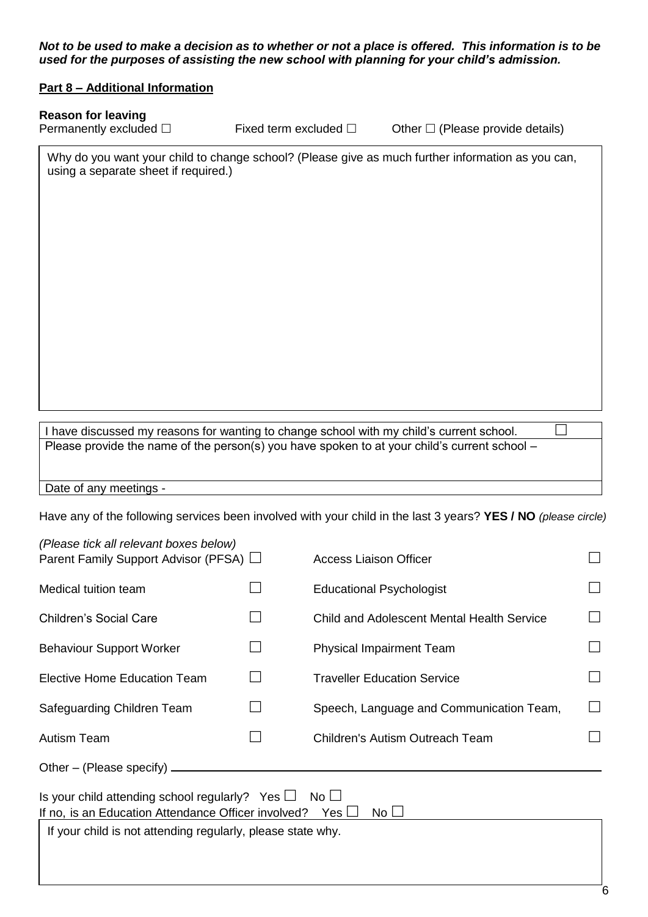***Not to be used to make a decision as to whether or not a place is offered. This information is to be used for the purposes of assisting the new school with planning for your child's admission.***

**Part 8 – Additional Information**

**Reason for leaving**

Permanently excluded ☐ Fixed term excluded ☐ Other ☐ (Please provide details)

Why do you want your child to change school? (Please give as much further information as you can, using a separate sheet if required.)

I have discussed my reasons for wanting to change school with my child's current school. ☐

Please provide the name of the person(s) you have spoken to at your child's current school –

Date of any meetings -

Have any of the following services been involved with your child in the last 3 years? **YES / NO** *(please circle)*

*(Please tick all relevant boxes below)*

| | | | |
|---|---|---|---|
| Parent Family Support Advisor (PFSA) | ☐ | Access Liaison Officer | ☐ |
| Medical tuition team | ☐ | Educational Psychologist | ☐ |
| Children's Social Care | ☐ | Child and Adolescent Mental Health Service | ☐ |
| Behaviour Support Worker | ☐ | Physical Impairment Team | ☐ |
| Elective Home Education Team | ☐ | Traveller Education Service | ☐ |
| Safeguarding Children Team | ☐ | Speech, Language and Communication Team, | ☐ |
| Autism Team | ☐ | Children's Autism Outreach Team | ☐ |

Other – (Please specify) ____________________

Is your child attending school regularly? Yes ☐ No ☐

If no, is an Education Attendance Officer involved? Yes ☐ No ☐

If your child is not attending regularly, please state why.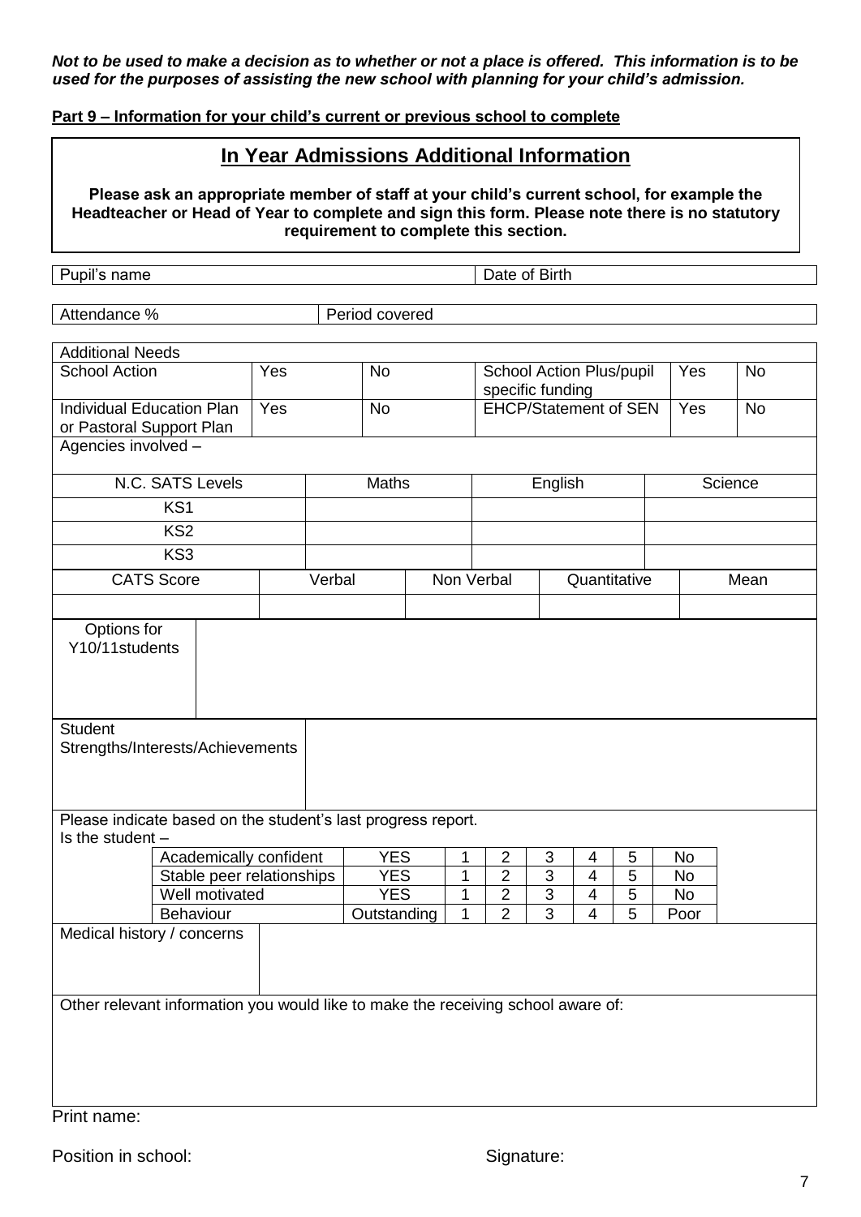***Not to be used to make a decision as to whether or not a place is offered. This information is to be used for the purposes of assisting the new school with planning for your child's admission.***

**Part 9 – Information for your child's current or previous school to complete**

## In Year Admissions Additional Information

**Please ask an appropriate member of staff at your child's current school, for example the Headteacher or Head of Year to complete and sign this form. Please note there is no statutory requirement to complete this section.**

| | |
|---|---|
| Pupil's name | Date of Birth |

| | |
|---|---|
| Attendance % | Period covered |

| | | | | | |
|---|---|---|---|---|---|
| Additional Needs | | | | | |
| School Action | Yes | No | School Action Plus/pupil specific funding | Yes | No |
| Individual Education Plan or Pastoral Support Plan | Yes | No | EHCP/Statement of SEN | Yes | No |
| Agencies involved – | | | | | |

| N.C. SATS Levels | Maths | English | Science |
|---|---|---|---|
| KS1 | | | |
| KS2 | | | |
| KS3 | | | |

| CATS Score | Verbal | Non Verbal | Quantitative | Mean |
|---|---|---|---|---|
| | | | | |

| | |
|---|---|
| Options for Y10/11students | |
| Student Strengths/Interests/Achievements | |

Please indicate based on the student's last progress report.
Is the student –

| | | | | | | | |
|---|---|---|---|---|---|---|---|
| Academically confident | YES | 1 | 2 | 3 | 4 | 5 | No |
| Stable peer relationships | YES | 1 | 2 | 3 | 4 | 5 | No |
| Well motivated | YES | 1 | 2 | 3 | 4 | 5 | No |
| Behaviour | Outstanding | 1 | 2 | 3 | 4 | 5 | Poor |

| | |
|---|---|
| Medical history / concerns | |

Other relevant information you would like to make the receiving school aware of:

Print name:

Position in school: Signature: